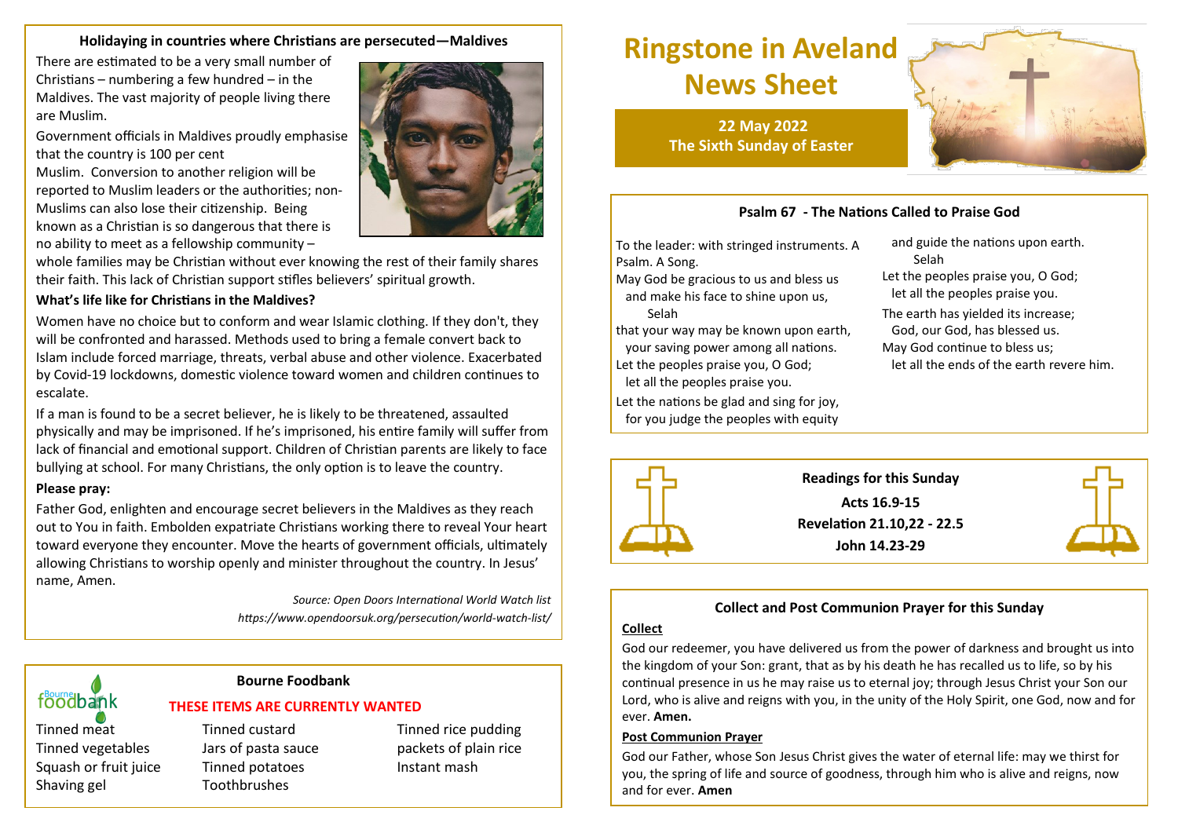# Ringstone in Aveland News Sheet

**22 May 2022**
**The Sixth Sunday of Easter**

## Holidaying in countries where Christians are persecuted—Maldives

There are estimated to be a very small number of Christians – numbering a few hundred – in the Maldives. The vast majority of people living there are Muslim.

Government officials in Maldives proudly emphasise that the country is 100 per cent Muslim. Conversion to another religion will be reported to Muslim leaders or the authorities; non-Muslims can also lose their citizenship. Being known as a Christian is so dangerous that there is no ability to meet as a fellowship community – whole families may be Christian without ever knowing the rest of their family shares their faith. This lack of Christian support stifles believers' spiritual growth.

**What's life like for Christians in the Maldives?**

Women have no choice but to conform and wear Islamic clothing. If they don't, they will be confronted and harassed. Methods used to bring a female convert back to Islam include forced marriage, threats, verbal abuse and other violence. Exacerbated by Covid-19 lockdowns, domestic violence toward women and children continues to escalate.

If a man is found to be a secret believer, he is likely to be threatened, assaulted physically and may be imprisoned. If he's imprisoned, his entire family will suffer from lack of financial and emotional support. Children of Christian parents are likely to face bullying at school. For many Christians, the only option is to leave the country.

**Please pray:**

Father God, enlighten and encourage secret believers in the Maldives as they reach out to You in faith. Embolden expatriate Christians working there to reveal Your heart toward everyone they encounter. Move the hearts of government officials, ultimately allowing Christians to worship openly and minister throughout the country. In Jesus' name, Amen.

*Source: Open Doors International World Watch list*
*https://www.opendoorsuk.org/persecution/world-watch-list/*

## Bourne Foodbank

**THESE ITEMS ARE CURRENTLY WANTED**

- Tinned meat
- Tinned vegetables
- Squash or fruit juice
- Shaving gel
- Tinned custard
- Jars of pasta sauce
- Tinned potatoes
- Toothbrushes
- Tinned rice pudding
- packets of plain rice
- Instant mash

## Psalm 67 - The Nations Called to Praise God

To the leader: with stringed instruments. A Psalm. A Song.
May God be gracious to us and bless us
and make his face to shine upon us,
Selah
that your way may be known upon earth,
your saving power among all nations.
Let the peoples praise you, O God;
let all the peoples praise you.
Let the nations be glad and sing for joy,
for you judge the peoples with equity
and guide the nations upon earth.
Selah
Let the peoples praise you, O God;
let all the peoples praise you.
The earth has yielded its increase;
God, our God, has blessed us.
May God continue to bless us;
let all the ends of the earth revere him.

## Readings for this Sunday

**Acts 16.9-15**
**Revelation 21.10,22 - 22.5**
**John 14.23-29**

## Collect and Post Communion Prayer for this Sunday

**Collect**

God our redeemer, you have delivered us from the power of darkness and brought us into the kingdom of your Son: grant, that as by his death he has recalled us to life, so by his continual presence in us he may raise us to eternal joy; through Jesus Christ your Son our Lord, who is alive and reigns with you, in the unity of the Holy Spirit, one God, now and for ever. **Amen.**

**Post Communion Prayer**

God our Father, whose Son Jesus Christ gives the water of eternal life: may we thirst for you, the spring of life and source of goodness, through him who is alive and reigns, now and for ever. **Amen**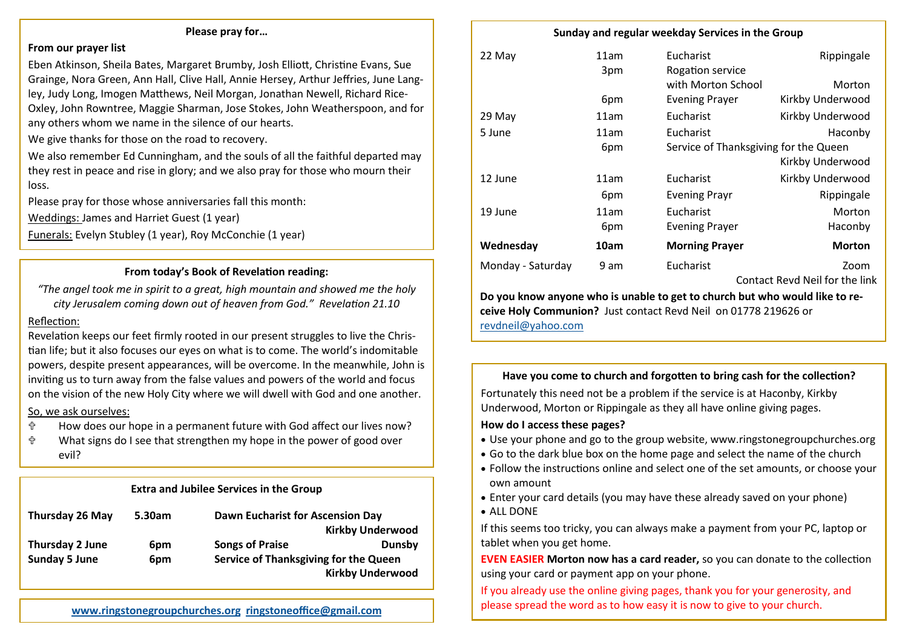## Please pray for…

**From our prayer list**

Eben Atkinson, Sheila Bates, Margaret Brumby, Josh Elliott, Christine Evans, Sue Grainge, Nora Green, Ann Hall, Clive Hall, Annie Hersey, Arthur Jeffries, June Langley, Judy Long, Imogen Matthews, Neil Morgan, Jonathan Newell, Richard Rice-Oxley, John Rowntree, Maggie Sharman, Jose Stokes, John Weatherspoon, and for any others whom we name in the silence of our hearts.

We give thanks for those on the road to recovery.

We also remember Ed Cunningham, and the souls of all the faithful departed may they rest in peace and rise in glory; and we also pray for those who mourn their loss.

Please pray for those whose anniversaries fall this month:

Weddings: James and Harriet Guest (1 year)

Funerals: Evelyn Stubley (1 year), Roy McConchie (1 year)

## From today's Book of Revelation reading:

*"The angel took me in spirit to a great, high mountain and showed me the holy city Jerusalem coming down out of heaven from God." Revelation 21.10*

Reflection:

Revelation keeps our feet firmly rooted in our present struggles to live the Christian life; but it also focuses our eyes on what is to come. The world's indomitable powers, despite present appearances, will be overcome. In the meanwhile, John is inviting us to turn away from the false values and powers of the world and focus on the vision of the new Holy City where we will dwell with God and one another.

So, we ask ourselves:

- ✞ How does our hope in a permanent future with God affect our lives now?
- ✞ What signs do I see that strengthen my hope in the power of good over evil?

## Extra and Jubilee Services in the Group

| | | | |
|---|---|---|---|
| **Thursday 26 May** | **5.30am** | **Dawn Eucharist for Ascension Day** | **Kirkby Underwood** |
| **Thursday 2 June** | **6pm** | **Songs of Praise** | **Dunsby** |
| **Sunday 5 June** | **6pm** | **Service of Thanksgiving for the Queen** | **Kirkby Underwood** |

**www.ringstonegroupchurches.org ringstoneoffice@gmail.com**

## Sunday and regular weekday Services in the Group

| | | | |
|---|---|---|---|
| 22 May | 11am | Eucharist | Rippingale |
| | 3pm | Rogation service with Morton School | Morton |
| | 6pm | Evening Prayer | Kirkby Underwood |
| 29 May | 11am | Eucharist | Kirkby Underwood |
| 5 June | 11am | Eucharist | Haconby |
| | 6pm | Service of Thanksgiving for the Queen | Kirkby Underwood |
| 12 June | 11am | Eucharist | Kirkby Underwood |
| | 6pm | Evening Prayr | Rippingale |
| 19 June | 11am | Eucharist | Morton |
| | 6pm | Evening Prayer | Haconby |
| **Wednesday** | **10am** | **Morning Prayer** | **Morton** |
| Monday - Saturday | 9 am | Eucharist | Zoom Contact Revd Neil for the link |

**Do you know anyone who is unable to get to church but who would like to receive Holy Communion?** Just contact Revd Neil on 01778 219626 or revdneil@yahoo.com

## Have you come to church and forgotten to bring cash for the collection?

Fortunately this need not be a problem if the service is at Haconby, Kirkby Underwood, Morton or Rippingale as they all have online giving pages.

**How do I access these pages?**

- Use your phone and go to the group website, www.ringstonegroupchurches.org
- Go to the dark blue box on the home page and select the name of the church
- Follow the instructions online and select one of the set amounts, or choose your own amount
- Enter your card details (you may have these already saved on your phone)
- ALL DONE

If this seems too tricky, you can always make a payment from your PC, laptop or tablet when you get home.

**EVEN EASIER Morton now has a card reader,** so you can donate to the collection using your card or payment app on your phone.

If you already use the online giving pages, thank you for your generosity, and please spread the word as to how easy it is now to give to your church.